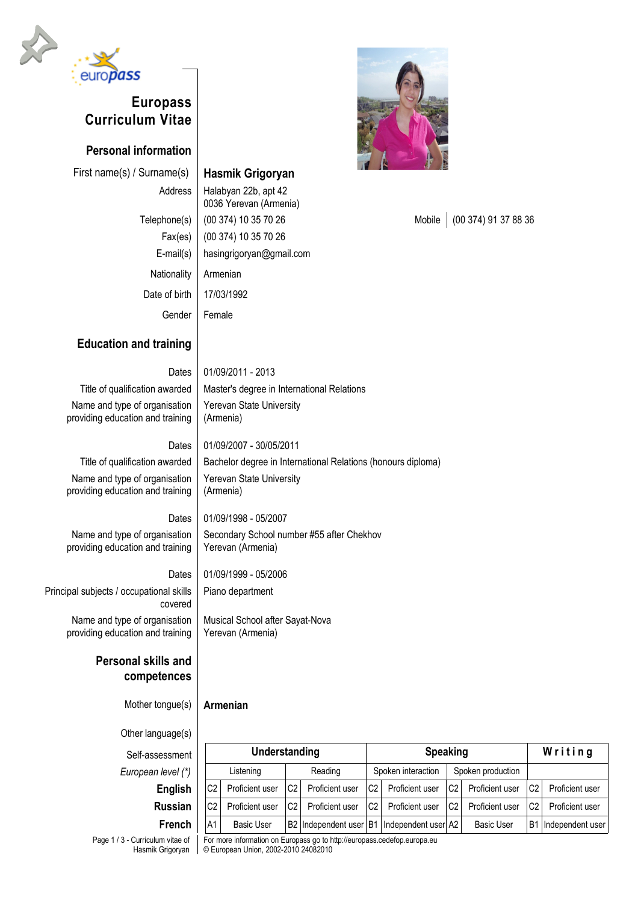# Europass Curriculum Vitae

## Personal information

| | |
|---|---|
| First name(s) / Surname(s) | **Hasmik Grigoryan** |
| Address | Halabyan 22b, apt 42<br>0036 Yerevan (Armenia) |
| Telephone(s) | (00 374) 10 35 70 26 |
| Mobile | (00 374) 91 37 88 36 |
| Fax(es) | (00 374) 10 35 70 26 |
| E-mail(s) | hasingrigoryan@gmail.com |
| Nationality | Armenian |
| Date of birth | 17/03/1992 |
| Gender | Female |

## Education and training

| | |
|---|---|
| Dates | 01/09/2011 - 2013 |
| Title of qualification awarded | Master's degree in International Relations |
| Name and type of organisation providing education and training | Yerevan State University<br>(Armenia) |

| | |
|---|---|
| Dates | 01/09/2007 - 30/05/2011 |
| Title of qualification awarded | Bachelor degree in International Relations (honours diploma) |
| Name and type of organisation providing education and training | Yerevan State University<br>(Armenia) |

| | |
|---|---|
| Dates | 01/09/1998 - 05/2007 |
| Name and type of organisation providing education and training | Secondary School number #55 after Chekhov<br>Yerevan (Armenia) |

| | |
|---|---|
| Dates | 01/09/1999 - 05/2006 |
| Principal subjects / occupational skills covered | Piano department |
| Name and type of organisation providing education and training | Musical School after Sayat-Nova<br>Yerevan (Armenia) |

## Personal skills and competences

| | |
|---|---|
| Mother tongue(s) | **Armenian** |

Other language(s)

| Self-assessment | Understanding | | | | Speaking | | | | Writing | |
|---|---|---|---|---|---|---|---|---|---|---|
| *European level (*)* | Listening | | Reading | | Spoken interaction | | Spoken production | | | |
| **English** | C2 | Proficient user | C2 | Proficient user | C2 | Proficient user | C2 | Proficient user | C2 | Proficient user |
| **Russian** | C2 | Proficient user | C2 | Proficient user | C2 | Proficient user | C2 | Proficient user | C2 | Proficient user |
| **French** | A1 | Basic User | B2 | Independent user | B1 | Independent user | A2 | Basic User | B1 | Independent user |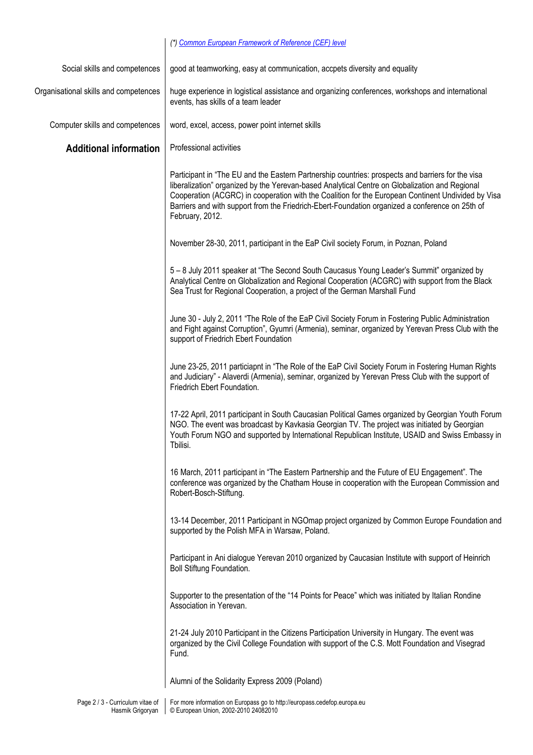*(\*) [Common European Framework of Reference (CEF) level](#)*

| | |
|---|---|
| Social skills and competences | good at teamworking, easy at communication, accpets diversity and equality |
| Organisational skills and competences | huge experience in logistical assistance and organizing conferences, workshops and international events, has skills of a team leader |
| Computer skills and competences | word, excel, access, power point internet skills |

## Additional information

Professional activities

Participant in "The EU and the Eastern Partnership countries: prospects and barriers for the visa liberalization" organized by the Yerevan-based Analytical Centre on Globalization and Regional Cooperation (ACGRC) in cooperation with the Coalition for the European Continent Undivided by Visa Barriers and with support from the Friedrich-Ebert-Foundation organized a conference on 25th of February, 2012.

November 28-30, 2011, participant in the EaP Civil society Forum, in Poznan, Poland

5 – 8 July 2011 speaker at "The Second South Caucasus Young Leader's Summit" organized by Analytical Centre on Globalization and Regional Cooperation (ACGRC) with support from the Black Sea Trust for Regional Cooperation, a project of the German Marshall Fund

June 30 - July 2, 2011 "The Role of the EaP Civil Society Forum in Fostering Public Administration and Fight against Corruption", Gyumri (Armenia), seminar, organized by Yerevan Press Club with the support of Friedrich Ebert Foundation

June 23-25, 2011 particiapnt in "The Role of the EaP Civil Society Forum in Fostering Human Rights and Judiciary" - Alaverdi (Armenia), seminar, organized by Yerevan Press Club with the support of Friedrich Ebert Foundation.

17-22 April, 2011 participant in South Caucasian Political Games organized by Georgian Youth Forum NGO. The event was broadcast by Kavkasia Georgian TV. The project was initiated by Georgian Youth Forum NGO and supported by International Republican Institute, USAID and Swiss Embassy in Tbilisi.

16 March, 2011 participant in "The Eastern Partnership and the Future of EU Engagement". The conference was organized by the Chatham House in cooperation with the European Commission and Robert-Bosch-Stiftung.

13-14 December, 2011 Participant in NGOmap project organized by Common Europe Foundation and supported by the Polish MFA in Warsaw, Poland.

Participant in Ani dialogue Yerevan 2010 organized by Caucasian Institute with support of Heinrich Boll Stiftung Foundation.

Supporter to the presentation of the "14 Points for Peace" which was initiated by Italian Rondine Association in Yerevan.

21-24 July 2010 Participant in the Citizens Participation University in Hungary. The event was organized by the Civil College Foundation with support of the C.S. Mott Foundation and Visegrad Fund.

Alumni of the Solidarity Express 2009 (Poland)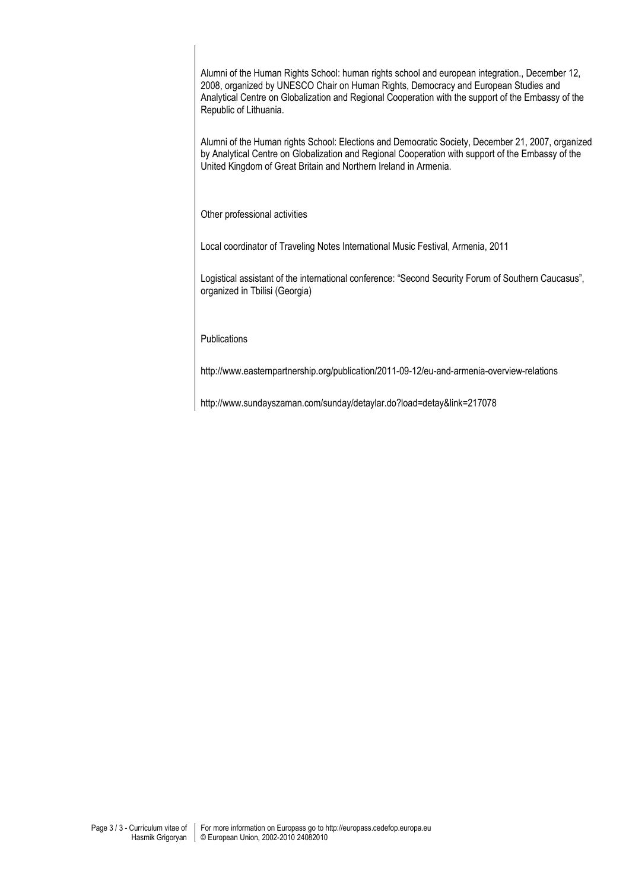Alumni of the Human Rights School: human rights school and european integration., December 12, 2008, organized by UNESCO Chair on Human Rights, Democracy and European Studies and Analytical Centre on Globalization and Regional Cooperation with the support of the Embassy of the Republic of Lithuania.

Alumni of the Human rights School: Elections and Democratic Society, December 21, 2007, organized by Analytical Centre on Globalization and Regional Cooperation with support of the Embassy of the United Kingdom of Great Britain and Northern Ireland in Armenia.

## Other professional activities

Local coordinator of Traveling Notes International Music Festival, Armenia, 2011

Logistical assistant of the international conference: "Second Security Forum of Southern Caucasus", organized in Tbilisi (Georgia)

## Publications

http://www.easternpartnership.org/publication/2011-09-12/eu-and-armenia-overview-relations

http://www.sundayszaman.com/sunday/detaylar.do?load=detay&link=217078